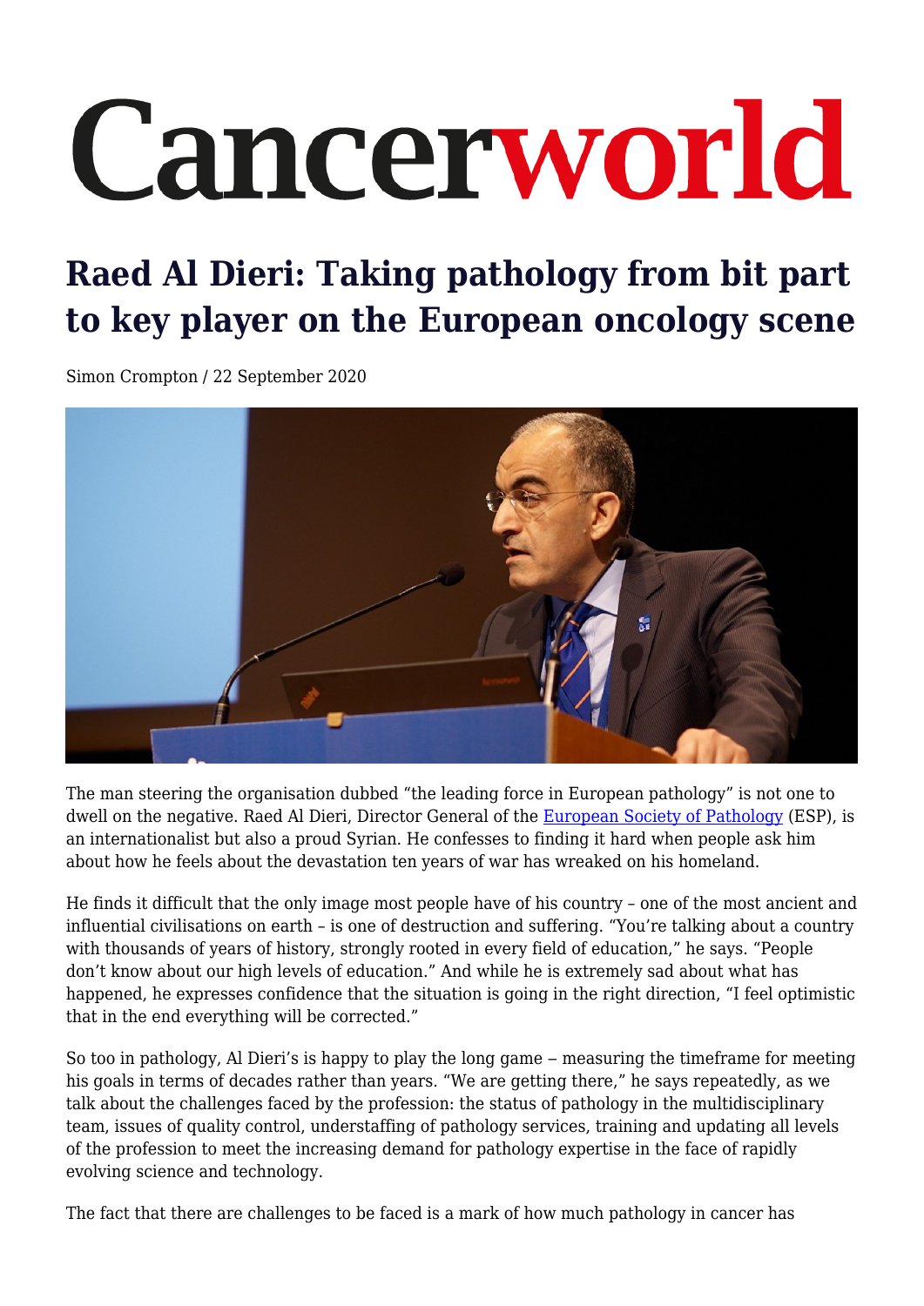# Raed Al Dieri: Taking pathology from bit part to key player on the European oncology scene

Simon Crompton / 22 September 2020

The man steering the organisation dubbed “the leading force in European pathology” is not one to dwell on the negative. Raed Al Dieri, Director General of the European Society of Pathology (ESP), is an internationalist but also a proud Syrian. He confesses to finding it hard when people ask him about how he feels about the devastation ten years of war has wreaked on his homeland.

He finds it difficult that the only image most people have of his country – one of the most ancient and influential civilisations on earth – is one of destruction and suffering. “You’re talking about a country with thousands of years of history, strongly rooted in every field of education,” he says. “People don’t know about our high levels of education.” And while he is extremely sad about what has happened, he expresses confidence that the situation is going in the right direction, “I feel optimistic that in the end everything will be corrected.”

So too in pathology, Al Dieri’s is happy to play the long game – measuring the timeframe for meeting his goals in terms of decades rather than years. “We are getting there,” he says repeatedly, as we talk about the challenges faced by the profession: the status of pathology in the multidisciplinary team, issues of quality control, understaffing of pathology services, training and updating all levels of the profession to meet the increasing demand for pathology expertise in the face of rapidly evolving science and technology.

The fact that there are challenges to be faced is a mark of how much pathology in cancer has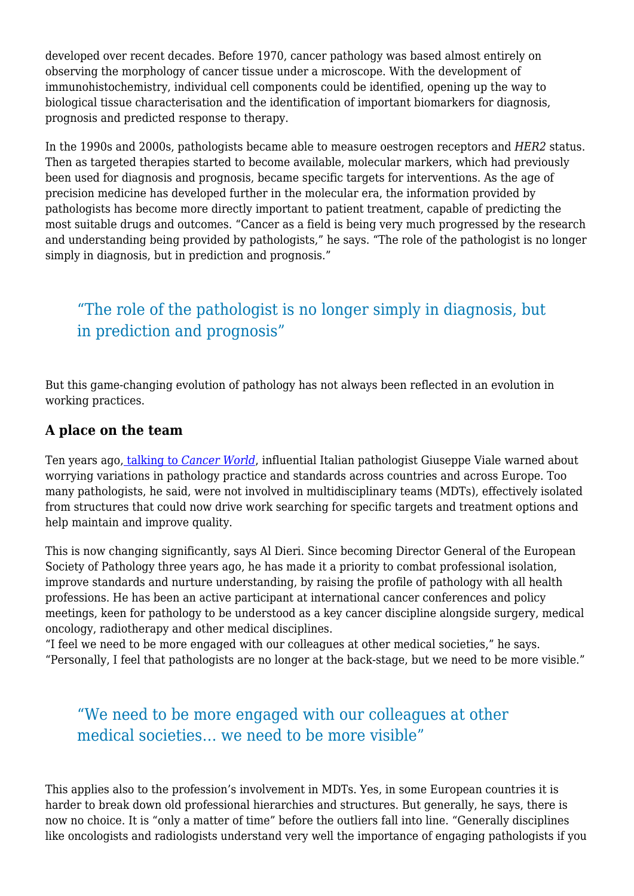developed over recent decades. Before 1970, cancer pathology was based almost entirely on observing the morphology of cancer tissue under a microscope. With the development of immunohistochemistry, individual cell components could be identified, opening up the way to biological tissue characterisation and the identification of important biomarkers for diagnosis, prognosis and predicted response to therapy.

In the 1990s and 2000s, pathologists became able to measure oestrogen receptors and *HER2* status. Then as targeted therapies started to become available, molecular markers, which had previously been used for diagnosis and prognosis, became specific targets for interventions. As the age of precision medicine has developed further in the molecular era, the information provided by pathologists has become more directly important to patient treatment, capable of predicting the most suitable drugs and outcomes. "Cancer as a field is being very much progressed by the research and understanding being provided by pathologists," he says. "The role of the pathologist is no longer simply in diagnosis, but in prediction and prognosis."

> "The role of the pathologist is no longer simply in diagnosis, but in prediction and prognosis"

But this game-changing evolution of pathology has not always been reflected in an evolution in working practices.

### A place on the team

Ten years ago, talking to *Cancer World*, influential Italian pathologist Giuseppe Viale warned about worrying variations in pathology practice and standards across countries and across Europe. Too many pathologists, he said, were not involved in multidisciplinary teams (MDTs), effectively isolated from structures that could now drive work searching for specific targets and treatment options and help maintain and improve quality.

This is now changing significantly, says Al Dieri. Since becoming Director General of the European Society of Pathology three years ago, he has made it a priority to combat professional isolation, improve standards and nurture understanding, by raising the profile of pathology with all health professions. He has been an active participant at international cancer conferences and policy meetings, keen for pathology to be understood as a key cancer discipline alongside surgery, medical oncology, radiotherapy and other medical disciplines.
"I feel we need to be more engaged with our colleagues at other medical societies," he says. "Personally, I feel that pathologists are no longer at the back-stage, but we need to be more visible."

> "We need to be more engaged with our colleagues at other medical societies… we need to be more visible"

This applies also to the profession's involvement in MDTs. Yes, in some European countries it is harder to break down old professional hierarchies and structures. But generally, he says, there is now no choice. It is "only a matter of time" before the outliers fall into line. "Generally disciplines like oncologists and radiologists understand very well the importance of engaging pathologists if you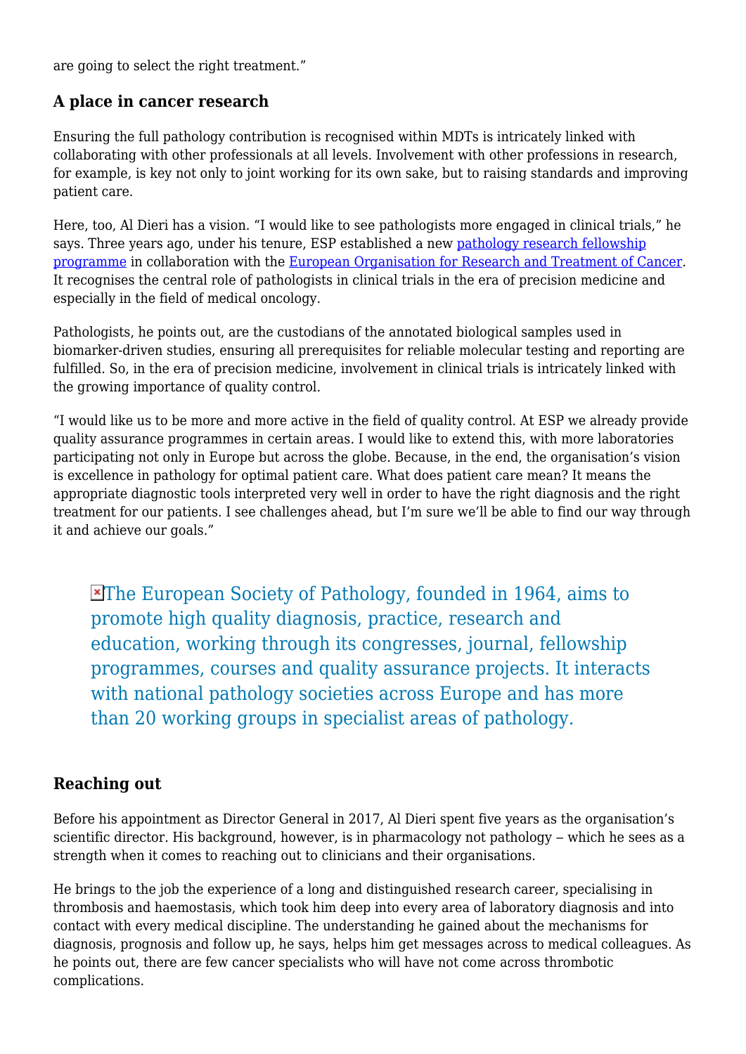are going to select the right treatment."

## A place in cancer research

Ensuring the full pathology contribution is recognised within MDTs is intricately linked with collaborating with other professionals at all levels. Involvement with other professions in research, for example, is key not only to joint working for its own sake, but to raising standards and improving patient care.

Here, too, Al Dieri has a vision. "I would like to see pathologists more engaged in clinical trials," he says. Three years ago, under his tenure, ESP established a new pathology research fellowship programme in collaboration with the European Organisation for Research and Treatment of Cancer. It recognises the central role of pathologists in clinical trials in the era of precision medicine and especially in the field of medical oncology.

Pathologists, he points out, are the custodians of the annotated biological samples used in biomarker-driven studies, ensuring all prerequisites for reliable molecular testing and reporting are fulfilled. So, in the era of precision medicine, involvement in clinical trials is intricately linked with the growing importance of quality control.

"I would like us to be more and more active in the field of quality control. At ESP we already provide quality assurance programmes in certain areas. I would like to extend this, with more laboratories participating not only in Europe but across the globe. Because, in the end, the organisation's vision is excellence in pathology for optimal patient care. What does patient care mean? It means the appropriate diagnostic tools interpreted very well in order to have the right diagnosis and the right treatment for our patients. I see challenges ahead, but I'm sure we'll be able to find our way through it and achieve our goals."

> The European Society of Pathology, founded in 1964, aims to promote high quality diagnosis, practice, research and education, working through its congresses, journal, fellowship programmes, courses and quality assurance projects. It interacts with national pathology societies across Europe and has more than 20 working groups in specialist areas of pathology.

## Reaching out

Before his appointment as Director General in 2017, Al Dieri spent five years as the organisation's scientific director. His background, however, is in pharmacology not pathology – which he sees as a strength when it comes to reaching out to clinicians and their organisations.

He brings to the job the experience of a long and distinguished research career, specialising in thrombosis and haemostasis, which took him deep into every area of laboratory diagnosis and into contact with every medical discipline. The understanding he gained about the mechanisms for diagnosis, prognosis and follow up, he says, helps him get messages across to medical colleagues. As he points out, there are few cancer specialists who will have not come across thrombotic complications.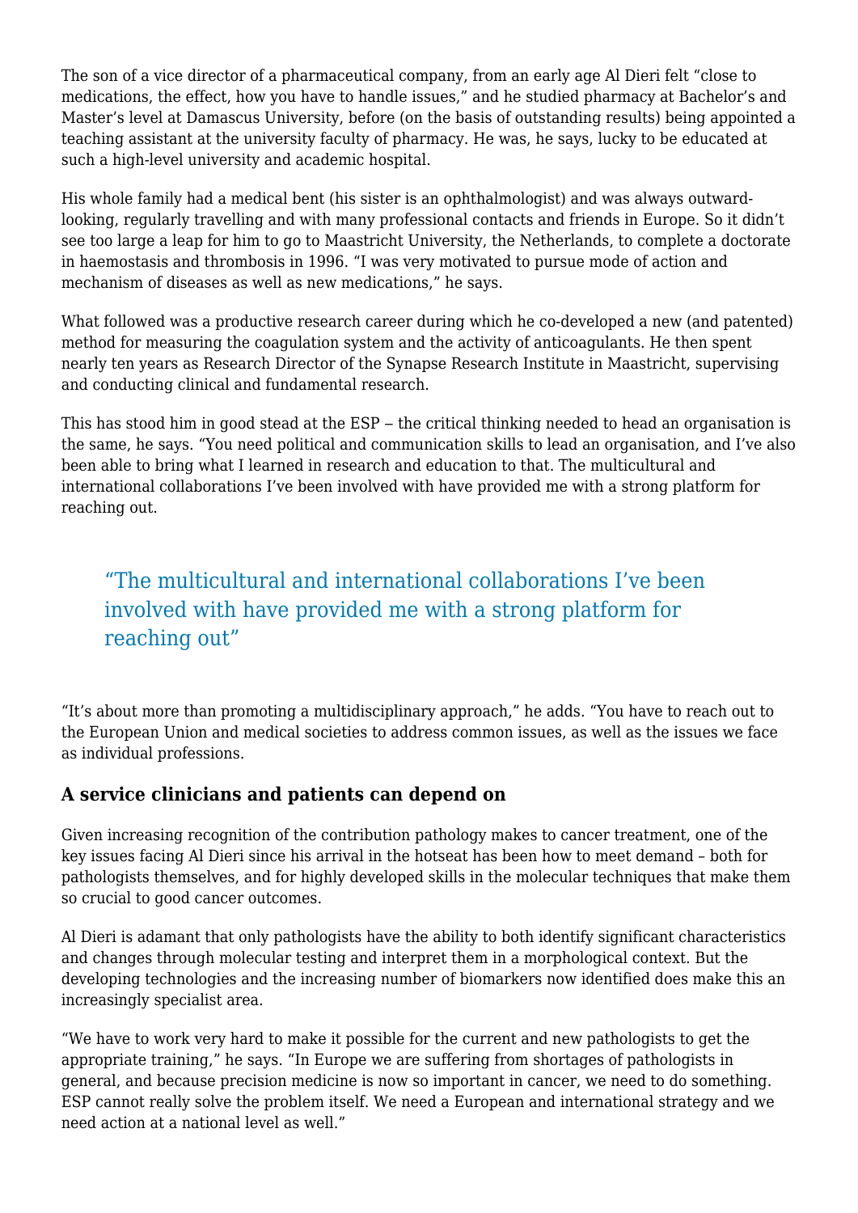The son of a vice director of a pharmaceutical company, from an early age Al Dieri felt "close to medications, the effect, how you have to handle issues," and he studied pharmacy at Bachelor's and Master's level at Damascus University, before (on the basis of outstanding results) being appointed a teaching assistant at the university faculty of pharmacy. He was, he says, lucky to be educated at such a high-level university and academic hospital.

His whole family had a medical bent (his sister is an ophthalmologist) and was always outward-looking, regularly travelling and with many professional contacts and friends in Europe. So it didn't see too large a leap for him to go to Maastricht University, the Netherlands, to complete a doctorate in haemostasis and thrombosis in 1996. "I was very motivated to pursue mode of action and mechanism of diseases as well as new medications," he says.

What followed was a productive research career during which he co-developed a new (and patented) method for measuring the coagulation system and the activity of anticoagulants. He then spent nearly ten years as Research Director of the Synapse Research Institute in Maastricht, supervising and conducting clinical and fundamental research.

This has stood him in good stead at the ESP – the critical thinking needed to head an organisation is the same, he says. "You need political and communication skills to lead an organisation, and I've also been able to bring what I learned in research and education to that. The multicultural and international collaborations I've been involved with have provided me with a strong platform for reaching out.

> "The multicultural and international collaborations I've been involved with have provided me with a strong platform for reaching out"

"It's about more than promoting a multidisciplinary approach," he adds. "You have to reach out to the European Union and medical societies to address common issues, as well as the issues we face as individual professions.

### A service clinicians and patients can depend on

Given increasing recognition of the contribution pathology makes to cancer treatment, one of the key issues facing Al Dieri since his arrival in the hotseat has been how to meet demand – both for pathologists themselves, and for highly developed skills in the molecular techniques that make them so crucial to good cancer outcomes.

Al Dieri is adamant that only pathologists have the ability to both identify significant characteristics and changes through molecular testing and interpret them in a morphological context. But the developing technologies and the increasing number of biomarkers now identified does make this an increasingly specialist area.

"We have to work very hard to make it possible for the current and new pathologists to get the appropriate training," he says. "In Europe we are suffering from shortages of pathologists in general, and because precision medicine is now so important in cancer, we need to do something. ESP cannot really solve the problem itself. We need a European and international strategy and we need action at a national level as well."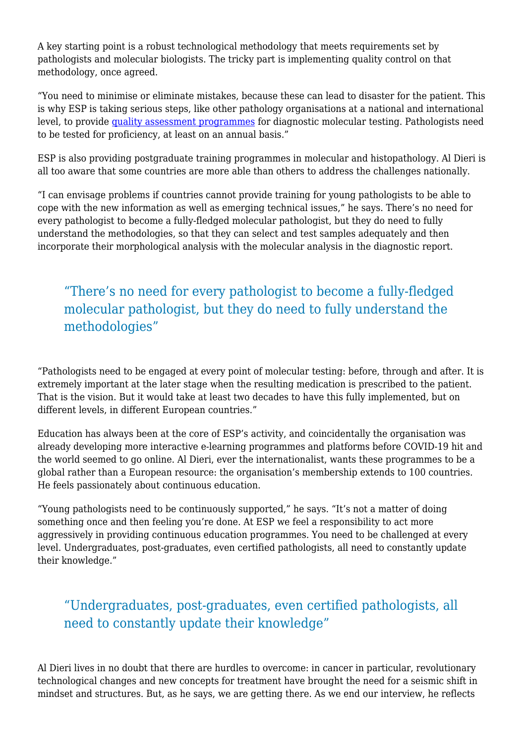A key starting point is a robust technological methodology that meets requirements set by pathologists and molecular biologists. The tricky part is implementing quality control on that methodology, once agreed.

"You need to minimise or eliminate mistakes, because these can lead to disaster for the patient. This is why ESP is taking serious steps, like other pathology organisations at a national and international level, to provide quality assessment programmes for diagnostic molecular testing. Pathologists need to be tested for proficiency, at least on an annual basis."

ESP is also providing postgraduate training programmes in molecular and histopathology. Al Dieri is all too aware that some countries are more able than others to address the challenges nationally.

"I can envisage problems if countries cannot provide training for young pathologists to be able to cope with the new information as well as emerging technical issues," he says. There's no need for every pathologist to become a fully-fledged molecular pathologist, but they do need to fully understand the methodologies, so that they can select and test samples adequately and then incorporate their morphological analysis with the molecular analysis in the diagnostic report.

> "There's no need for every pathologist to become a fully-fledged molecular pathologist, but they do need to fully understand the methodologies"

"Pathologists need to be engaged at every point of molecular testing: before, through and after. It is extremely important at the later stage when the resulting medication is prescribed to the patient. That is the vision. But it would take at least two decades to have this fully implemented, but on different levels, in different European countries."

Education has always been at the core of ESP's activity, and coincidentally the organisation was already developing more interactive e-learning programmes and platforms before COVID-19 hit and the world seemed to go online. Al Dieri, ever the internationalist, wants these programmes to be a global rather than a European resource: the organisation's membership extends to 100 countries. He feels passionately about continuous education.

"Young pathologists need to be continuously supported," he says. "It's not a matter of doing something once and then feeling you're done. At ESP we feel a responsibility to act more aggressively in providing continuous education programmes. You need to be challenged at every level. Undergraduates, post-graduates, even certified pathologists, all need to constantly update their knowledge."

> "Undergraduates, post-graduates, even certified pathologists, all need to constantly update their knowledge"

Al Dieri lives in no doubt that there are hurdles to overcome: in cancer in particular, revolutionary technological changes and new concepts for treatment have brought the need for a seismic shift in mindset and structures. But, as he says, we are getting there. As we end our interview, he reflects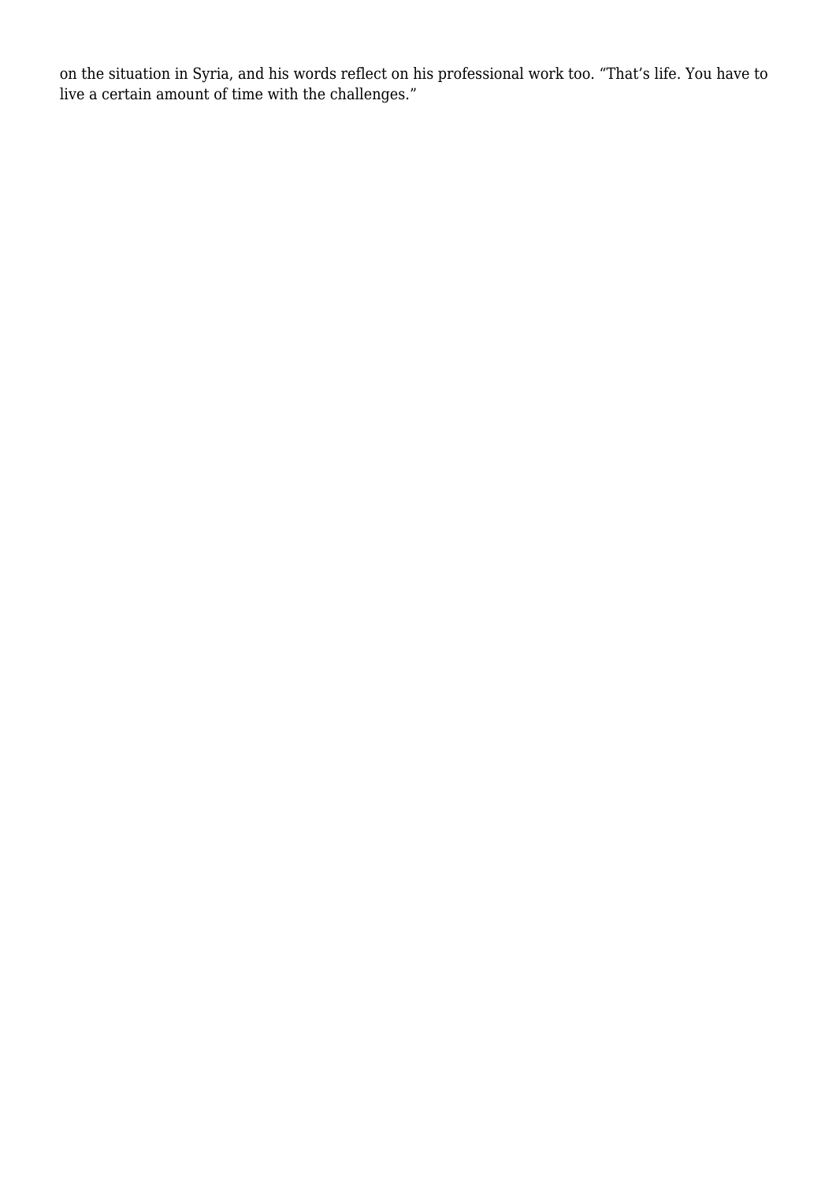on the situation in Syria, and his words reflect on his professional work too. "That's life. You have to live a certain amount of time with the challenges."